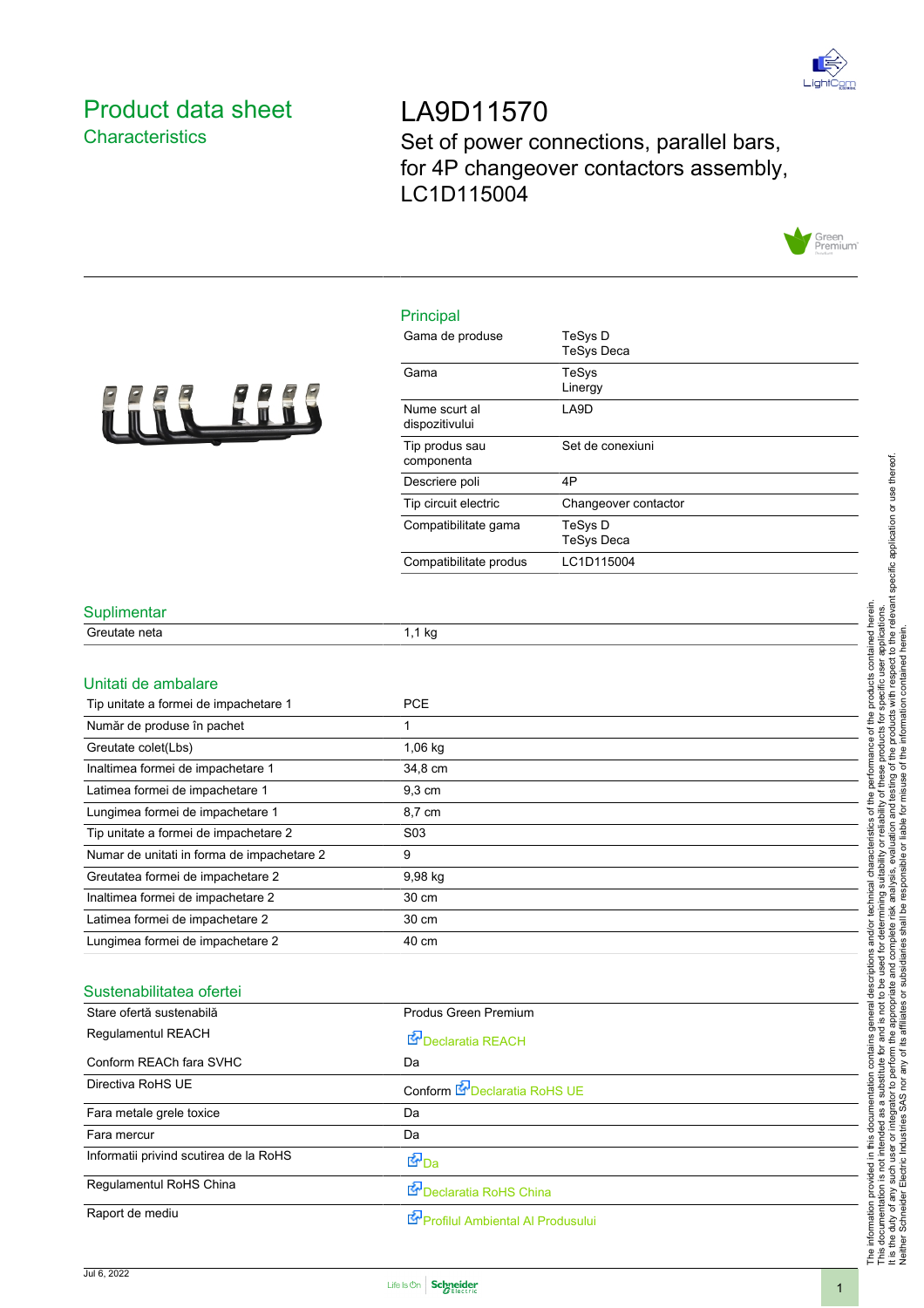# Product data sheet
## Characteristics

# LA9D11570

Set of power connections, parallel bars, for 4P changeover contactors assembly, LC1D115004

## Principal

| | |
|---|---|
| Gama de produse | TeSys D<br>TeSys Deca |
| Gama | TeSys<br>Linergy |
| Nume scurt al dispozitivului | LA9D |
| Tip produs sau componenta | Set de conexiuni |
| Descriere poli | 4P |
| Tip circuit electric | Changeover contactor |
| Compatibilitate gama | TeSys D<br>TeSys Deca |
| Compatibilitate produs | LC1D115004 |

## Suplimentar

| | |
|---|---|
| Greutate neta | 1,1 kg |

## Unitati de ambalare

| | |
|---|---|
| Tip unitate a formei de impachetare 1 | PCE |
| Număr de produse în pachet | 1 |
| Greutate colet(Lbs) | 1,06 kg |
| Inaltimea formei de impachetare 1 | 34,8 cm |
| Latimea formei de impachetare 1 | 9,3 cm |
| Lungimea formei de impachetare 1 | 8,7 cm |
| Tip unitate a formei de impachetare 2 | S03 |
| Numar de unitati in forma de impachetare 2 | 9 |
| Greutatea formei de impachetare 2 | 9,98 kg |
| Inaltimea formei de impachetare 2 | 30 cm |
| Latimea formei de impachetare 2 | 30 cm |
| Lungimea formei de impachetare 2 | 40 cm |

## Sustenabilitatea ofertei

| | |
|---|---|
| Stare ofertă sustenabilă | Produs Green Premium |
| Regulamentul REACH | Declaratia REACH |
| Conform REACh fara SVHC | Da |
| Directiva RoHS UE | Conform Declaratia RoHS UE |
| Fara metale grele toxice | Da |
| Fara mercur | Da |
| Informatii privind scutirea de la RoHS | Da |
| Regulamentul RoHS China | Declaratia RoHS China |
| Raport de mediu | Profilul Ambiental Al Produsului |

The information provided in this documentation contains general descriptions and/or technical characteristics of the performance of the products contained herein. This documentation is not intended as a substitute for and is not to be used for determining suitability or reliability of these products for specific user applications. It is the duty of any such user or integrator to perform the appropriate and complete risk analysis, evaluation and testing of the products with respect to the relevant specific application or use thereof. Neither Schneider Electric Industries SAS nor any of its affiliates or subsidiaries shall be responsible or liable for misuse of the information contained herein.

Jul 6, 2022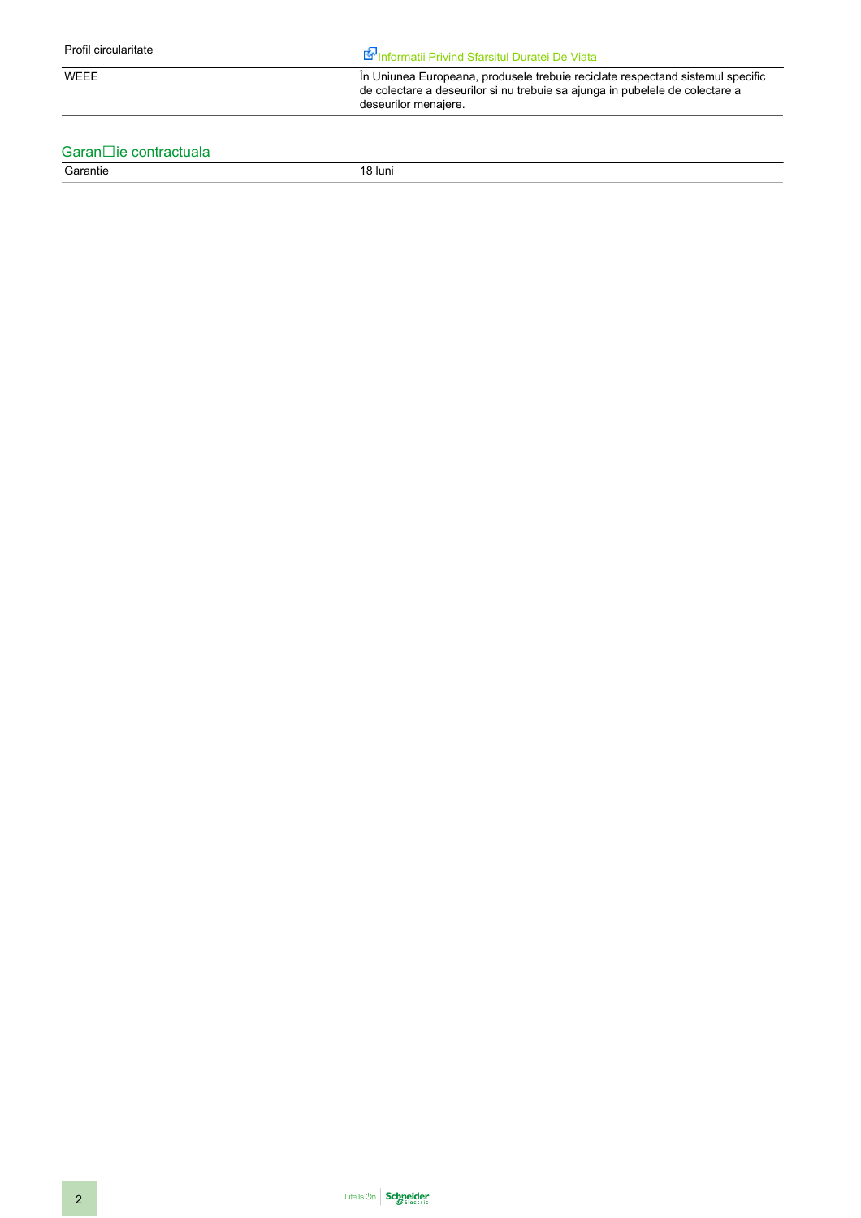| | |
|---|---|
| Profil circularitate | Informatii Privind Sfarsitul Duratei De Viata |
| WEEE | În Uniunea Europeana, produsele trebuie reciclate respectand sistemul specific de colectare a deseurilor si nu trebuie sa ajunga in pubelele de colectare a deseurilor menajere. |

## Garan□ie contractuala

| | |
|---|---|
| Garantie | 18 luni |